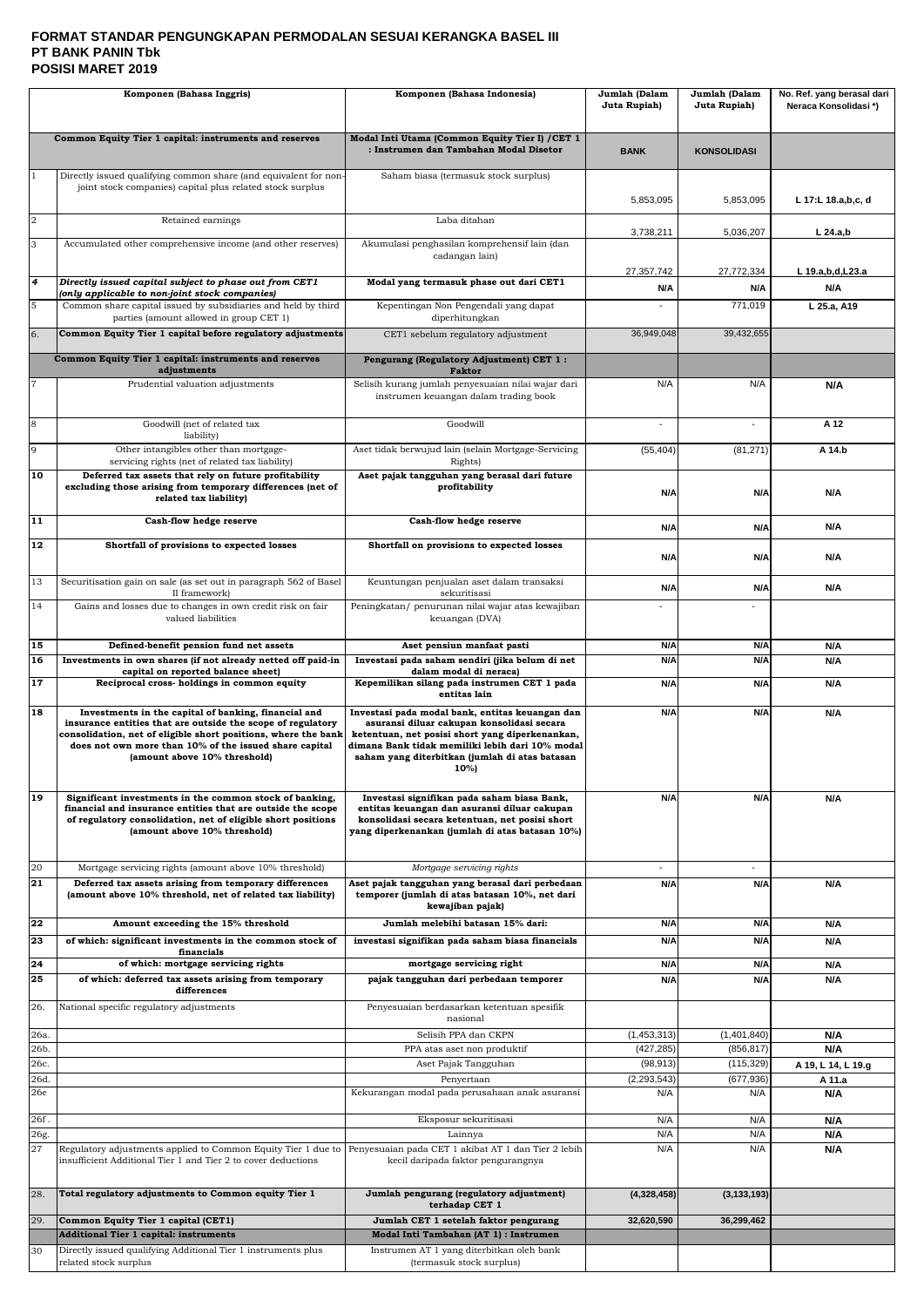# FORMAT STANDAR PENGUNGKAPAN PERMODALAN SESUAI KERANGKA BASEL III
## PT BANK PANIN Tbk
## POSISI MARET 2019

| | Komponen (Bahasa Inggris) | Komponen (Bahasa Indonesia) | Jumlah (Dalam Juta Rupiah) | Jumlah (Dalam Juta Rupiah) | No. Ref. yang berasal dari Neraca Konsolidasi *) |
|---|---|---|---|---|---|
| | **Common Equity Tier 1 capital: instruments and reserves** | **Modal Inti Utama (Common Equity Tier I) /CET 1 : Instrumen dan Tambahan Modal Disetor** | **BANK** | **KONSOLIDASI** | |
| 1 | Directly issued qualifying common share (and equivalent for non-joint stock companies) capital plus related stock surplus | Saham biasa (termasuk stock surplus) | 5,853,095 | 5,853,095 | L 17:L 18.a,b,c, d |
| 2 | Retained earnings | Laba ditahan | 3,738,211 | 5,036,207 | L 24.a,b |
| 3 | Accumulated other comprehensive income (and other reserves) | Akumulasi penghasilan komprehensif lain (dan cadangan lain) | 27,357,742 | 27,772,334 | L 19.a,b,d,L23.a |
| 4 | *Directly issued capital subject to phase out from CET1 (only applicable to non-joint stock companies)* | **Modal yang termasuk phase out dari CET1** | N/A | N/A | N/A |
| 5 | Common share capital issued by subsidiaries and held by third parties (amount allowed in group CET 1) | Kepentingan Non Pengendali yang dapat diperhitungkan | - | 771,019 | L 25.a, A19 |
| 6. | **Common Equity Tier 1 capital before regulatory adjustments** | CET1 sebelum regulatory adjustment | 36,949,048 | 39,432,655 | |
| | **Common Equity Tier 1 capital: instruments and reserves adjustments** | **Pengurang (Regulatory Adjustment) CET 1 : Faktor** | | | |
| 7 | Prudential valuation adjustments | Selisih kurang jumlah penyesuaian nilai wajar dari instrumen keuangan dalam trading book | N/A | N/A | N/A |
| 8 | Goodwill (net of related tax liability) | Goodwill | - | - | A 12 |
| 9 | Other intangibles other than mortgage-servicing rights (net of related tax liability) | Aset tidak berwujud lain (selain Mortgage-Servicing Rights) | (55,404) | (81,271) | A 14.b |
| 10 | **Deferred tax assets that rely on future profitability excluding those arising from temporary differences (net of related tax liability)** | **Aset pajak tangguhan yang berasal dari future profitability** | N/A | N/A | N/A |
| 11 | **Cash-flow hedge reserve** | **Cash-flow hedge reserve** | N/A | N/A | N/A |
| 12 | **Shortfall of provisions to expected losses** | **Shortfall on provisions to expected losses** | N/A | N/A | N/A |
| 13 | Securitisation gain on sale (as set out in paragraph 562 of Basel II framework) | Keuntungan penjualan aset dalam transaksi sekuritisasi | N/A | N/A | N/A |
| 14 | Gains and losses due to changes in own credit risk on fair valued liabilities | Peningkatan/ penurunan nilai wajar atas kewajiban keuangan (DVA) | - | - | |
| 15 | **Defined-benefit pension fund net assets** | **Aset pensiun manfaat pasti** | N/A | N/A | N/A |
| 16 | **Investments in own shares (if not already netted off paid-in capital on reported balance sheet)** | **Investasi pada saham sendiri (jika belum di net dalam modal di neraca)** | N/A | N/A | N/A |
| 17 | **Reciprocal cross- holdings in common equity** | **Kepemilikan silang pada instrumen CET 1 pada entitas lain** | N/A | N/A | N/A |
| 18 | **Investments in the capital of banking, financial and insurance entities that are outside the scope of regulatory consolidation, net of eligible short positions, where the bank does not own more than 10% of the issued share capital (amount above 10% threshold)** | **Investasi pada modal bank, entitas keuangan dan asuransi diluar cakupan konsolidasi secara ketentuan, net posisi short yang diperkenankan, dimana Bank tidak memiliki lebih dari 10% modal saham yang diterbitkan (jumlah di atas batasan 10%)** | N/A | N/A | N/A |
| 19 | **Significant investments in the common stock of banking, financial and insurance entities that are outside the scope of regulatory consolidation, net of eligible short positions (amount above 10% threshold)** | **Investasi signifikan pada saham biasa Bank, entitas keuangan dan asuransi diluar cakupan konsolidasi secara ketentuan, net posisi short yang diperkenankan (jumlah di atas batasan 10%)** | N/A | N/A | N/A |
| 20 | Mortgage servicing rights (amount above 10% threshold) | *Mortgage servicing rights* | - | - | |
| 21 | **Deferred tax assets arising from temporary differences (amount above 10% threshold, net of related tax liability)** | **Aset pajak tangguhan yang berasal dari perbedaan temporer (jumlah di atas batasan 10%, net dari kewajiban pajak)** | N/A | N/A | N/A |
| 22 | **Amount exceeding the 15% threshold** | **Jumlah melebihi batasan 15% dari:** | N/A | N/A | N/A |
| 23 | **of which: significant investments in the common stock of financials** | **investasi signifikan pada saham biasa financials** | N/A | N/A | N/A |
| 24 | **of which: mortgage servicing rights** | **mortgage servicing right** | N/A | N/A | N/A |
| 25 | **of which: deferred tax assets arising from temporary differences** | **pajak tangguhan dari perbedaan temporer** | N/A | N/A | N/A |
| 26. | National specific regulatory adjustments | Penyesuaian berdasarkan ketentuan spesifik nasional | | | |
| 26a. | | Selisih PPA dan CKPN | (1,453,313) | (1,401,840) | N/A |
| 26b. | | PPA atas aset non produktif | (427,285) | (856,817) | N/A |
| 26c. | | Aset Pajak Tangguhan | (98,913) | (115,329) | A 19, L 14, L 19.g |
| 26d. | | Penyertaan | (2,293,543) | (677,936) | A 11.a |
| 26e | | Kekurangan modal pada perusahaan anak asuransi | N/A | N/A | N/A |
| 26f . | | Eksposur sekuritisasi | N/A | N/A | N/A |
| 26g. | | Lainnya | N/A | N/A | N/A |
| 27 | Regulatory adjustments applied to Common Equity Tier 1 due to insufficient Additional Tier 1 and Tier 2 to cover deductions | Penyesuaian pada CET 1 akibat AT 1 dan Tier 2 lebih kecil daripada faktor pengurangnya | N/A | N/A | N/A |
| 28. | **Total regulatory adjustments to Common equity Tier 1** | **Jumlah pengurang (regulatory adjustment) terhadap CET 1** | **(4,328,458)** | **(3,133,193)** | |
| 29. | **Common Equity Tier 1 capital (CET1)** | **Jumlah CET 1 setelah faktor pengurang** | **32,620,590** | **36,299,462** | |
| | **Additional Tier 1 capital: instruments** | **Modal Inti Tambahan (AT 1) : Instrumen** | | | |
| 30 | Directly issued qualifying Additional Tier 1 instruments plus related stock surplus | Instrumen AT 1 yang diterbitkan oleh bank (termasuk stock surplus) | | | |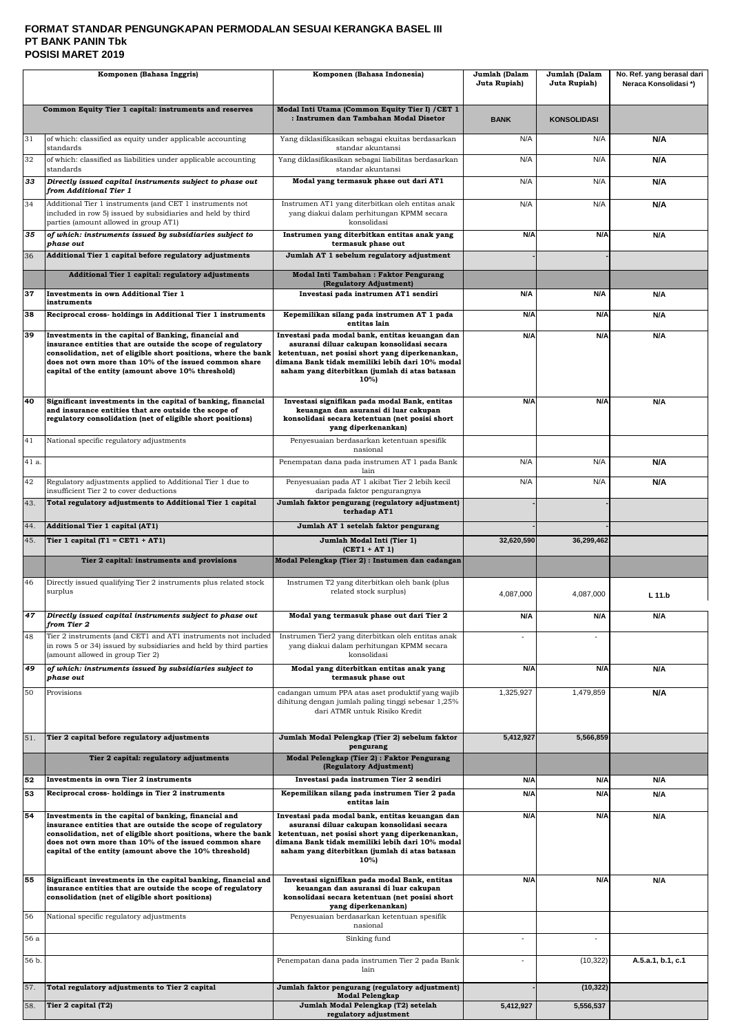**FORMAT STANDAR PENGUNGKAPAN PERMODALAN SESUAI KERANGKA BASEL III**
**PT BANK PANIN Tbk**
**POSISI MARET 2019**

| | Komponen (Bahasa Inggris) | Komponen (Bahasa Indonesia) | Jumlah (Dalam Juta Rupiah) | Jumlah (Dalam Juta Rupiah) | No. Ref. yang berasal dari Neraca Konsolidasi *) |
|---|---|---|---|---|---|
| | **Common Equity Tier 1 capital: instruments and reserves** | **Modal Inti Utama (Common Equity Tier I) /CET 1 : Instrumen dan Tambahan Modal Disetor** | **BANK** | **KONSOLIDASI** | |
| 31 | of which: classified as equity under applicable accounting standards | Yang diklasifikasikan sebagai ekuitas berdasarkan standar akuntansi | N/A | N/A | **N/A** |
| 32 | of which: classified as liabilities under applicable accounting standards | Yang diklasifikasikan sebagai liabilitas berdasarkan standar akuntansi | N/A | N/A | **N/A** |
| ***33*** | ***Directly issued capital instruments subject to phase out from Additional Tier 1*** | **Modal yang termasuk phase out dari AT1** | N/A | N/A | **N/A** |
| 34 | Additional Tier 1 instruments (and CET 1 instruments not included in row 5) issued by subsidiaries and held by third parties (amount allowed in group AT1) | Instrumen AT1 yang diterbitkan oleh entitas anak yang diakui dalam perhitungan KPMM secara konsolidasi | N/A | N/A | **N/A** |
| ***35*** | ***of which: instruments issued by subsidiaries subject to phase out*** | **Instrumen yang diterbitkan entitas anak yang termasuk phase out** | **N/A** | **N/A** | **N/A** |
| 36 | **Additional Tier 1 capital before regulatory adjustments** | **Jumlah AT 1 sebelum regulatory adjustment** | **-** | **-** | |
| | **Additional Tier 1 capital: regulatory adjustments** | **Modal Inti Tambahan : Faktor Pengurang (Regulatory Adjustment)** | | | |
| **37** | **Investments in own Additional Tier 1 instruments** | **Investasi pada instrumen AT1 sendiri** | **N/A** | **N/A** | **N/A** |
| **38** | **Reciprocal cross- holdings in Additional Tier 1 instruments** | **Kepemilikan silang pada instrumen AT 1 pada entitas lain** | **N/A** | **N/A** | **N/A** |
| **39** | **Investments in the capital of Banking, financial and insurance entities that are outside the scope of regulatory consolidation, net of eligible short positions, where the bank does not own more than 10% of the issued common share capital of the entity (amount above 10% threshold)** | **Investasi pada modal bank, entitas keuangan dan asuransi diluar cakupan konsolidasi secara ketentuan, net posisi short yang diperkenankan, dimana Bank tidak memiliki lebih dari 10% modal saham yang diterbitkan (jumlah di atas batasan 10%)** | **N/A** | **N/A** | **N/A** |
| **40** | **Significant investments in the capital of banking, financial and insurance entities that are outside the scope of regulatory consolidation (net of eligible short positions)** | **Investasi signifikan pada modal Bank, entitas keuangan dan asuransi di luar cakupan konsolidasi secara ketentuan (net posisi short yang diperkenankan)** | **N/A** | **N/A** | **N/A** |
| 41 | National specific regulatory adjustments | Penyesuaian berdasarkan ketentuan spesifik nasional | | | |
| 41 a. | | Penempatan dana pada instrumen AT 1 pada Bank lain | N/A | N/A | **N/A** |
| 42 | Regulatory adjustments applied to Additional Tier 1 due to insufficient Tier 2 to cover deductions | Penyesuaian pada AT 1 akibat Tier 2 lebih kecil daripada faktor pengurangnya | N/A | N/A | **N/A** |
| 43. | **Total regulatory adjustments to Additional Tier 1 capital** | **Jumlah faktor pengurang (regulatory adjustment) terhadap AT1** | **-** | **-** | |
| 44. | **Additional Tier 1 capital (AT1)** | **Jumlah AT 1 setelah faktor pengurang** | **-** | **-** | |
| 45. | **Tier 1 capital (T1 = CET1 + AT1)** | **Jumlah Modal Inti (Tier 1) (CET1 + AT 1)** | **32,620,590** | **36,299,462** | |
| | **Tier 2 capital: instruments and provisions** | **Modal Pelengkap (Tier 2) : Instumen dan cadangan** | | | |
| 46 | Directly issued qualifying Tier 2 instruments plus related stock surplus | Instrumen T2 yang diterbitkan oleh bank (plus related stock surplus) | 4,087,000 | 4,087,000 | **L 11.b** |
| ***47*** | ***Directly issued capital instruments subject to phase out from Tier 2*** | **Modal yang termasuk phase out dari Tier 2** | **N/A** | **N/A** | **N/A** |
| 48 | Tier 2 instruments (and CET1 and AT1 instruments not included in rows 5 or 34) issued by subsidiaries and held by third parties (amount allowed in group Tier 2) | Instrumen Tier2 yang diterbitkan oleh entitas anak yang diakui dalam perhitungan KPMM secara konsolidasi | - | - | |
| ***49*** | ***of which: instruments issued by subsidiaries subject to phase out*** | **Modal yang diterbitkan entitas anak yang termasuk phase out** | **N/A** | **N/A** | **N/A** |
| 50 | Provisions | cadangan umum PPA atas aset produktif yang wajib dihitung dengan jumlah paling tinggi sebesar 1,25% dari ATMR untuk Risiko Kredit | 1,325,927 | 1,479,859 | **N/A** |
| 51. | **Tier 2 capital before regulatory adjustments** | **Jumlah Modal Pelengkap (Tier 2) sebelum faktor pengurang** | **5,412,927** | **5,566,859** | |
| | **Tier 2 capital: regulatory adjustments** | **Modal Pelengkap (Tier 2) : Faktor Pengurang (Regulatory Adjustment)** | | | |
| **52** | **Investments in own Tier 2 instruments** | **Investasi pada instrumen Tier 2 sendiri** | **N/A** | **N/A** | **N/A** |
| **53** | **Reciprocal cross- holdings in Tier 2 instruments** | **Kepemilikan silang pada instrumen Tier 2 pada entitas lain** | **N/A** | **N/A** | **N/A** |
| **54** | **Investments in the capital of banking, financial and insurance entities that are outside the scope of regulatory consolidation, net of eligible short positions, where the bank does not own more than 10% of the issued common share capital of the entity (amount above the 10% threshold)** | **Investasi pada modal bank, entitas keuangan dan asuransi diluar cakupan konsolidasi secara ketentuan, net posisi short yang diperkenankan, dimana Bank tidak memiliki lebih dari 10% modal saham yang diterbitkan (jumlah di atas batasan 10%)** | **N/A** | **N/A** | **N/A** |
| **55** | **Significant investments in the capital banking, financial and insurance entities that are outside the scope of regulatory consolidation (net of eligible short positions)** | **Investasi signifikan pada modal Bank, entitas keuangan dan asuransi di luar cakupan konsolidasi secara ketentuan (net posisi short yang diperkenankan)** | **N/A** | **N/A** | **N/A** |
| 56 | National specific regulatory adjustments | Penyesuaian berdasarkan ketentuan spesifik nasional | | | |
| 56 a | | Sinking fund | - | - | |
| 56 b. | | Penempatan dana pada instrumen Tier 2 pada Bank lain | - | (10,322) | **A.5.a.1, b.1, c.1** |
| 57. | **Total regulatory adjustments to Tier 2 capital** | **Jumlah faktor pengurang (regulatory adjustment) Modal Pelengkap** | **-** | **(10,322)** | |
| 58. | **Tier 2 capital (T2)** | **Jumlah Modal Pelengkap (T2) setelah regulatory adjustment** | **5,412,927** | **5,556,537** | |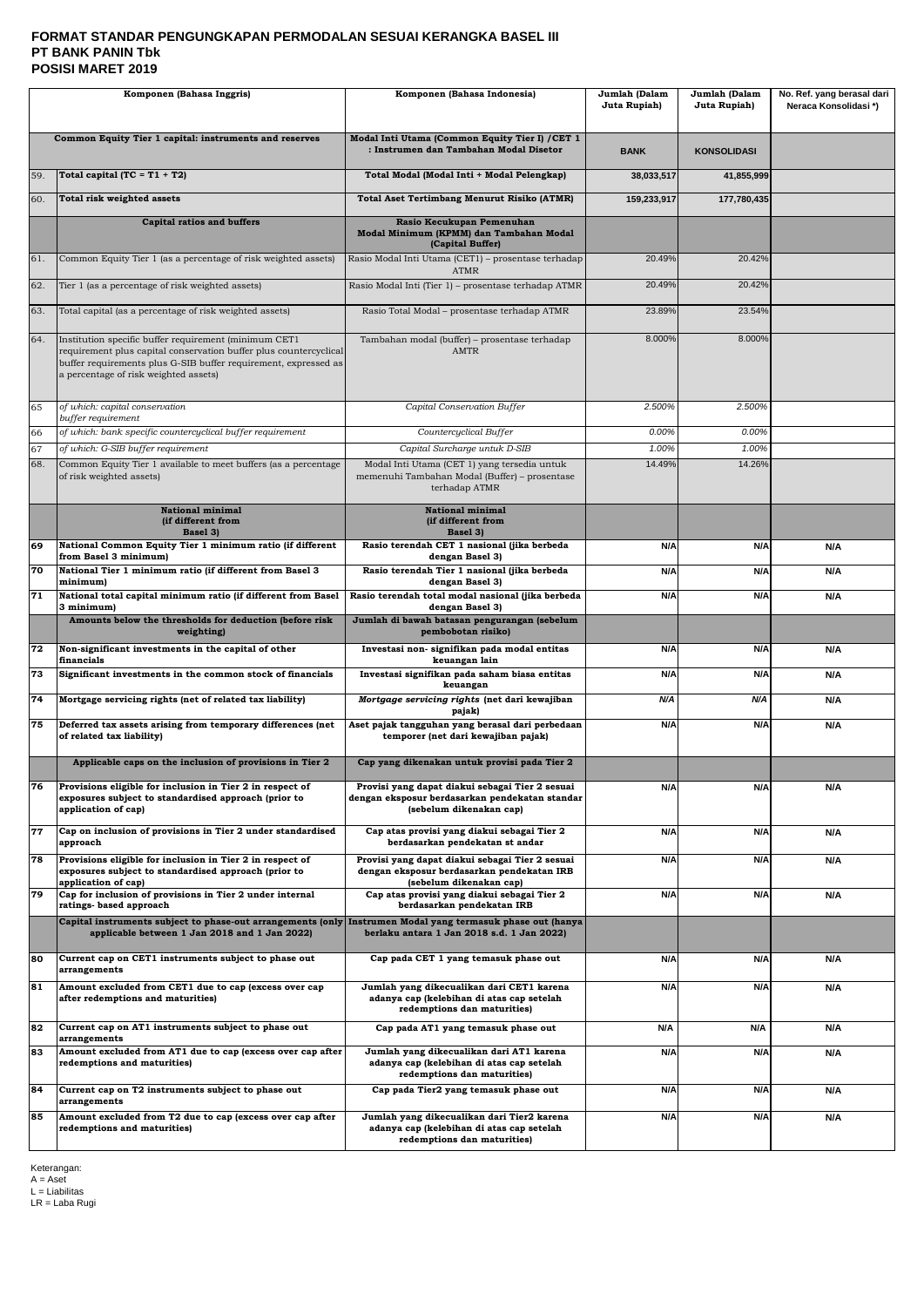# FORMAT STANDAR PENGUNGKAPAN PERMODALAN SESUAI KERANGKA BASEL III
## PT BANK PANIN Tbk
## POSISI MARET 2019

| | Komponen (Bahasa Inggris) | Komponen (Bahasa Indonesia) | Jumlah (Dalam Juta Rupiah) | Jumlah (Dalam Juta Rupiah) | No. Ref. yang berasal dari Neraca Konsolidasi *) |
|---|---|---|---|---|---|
| | **Common Equity Tier 1 capital: instruments and reserves** | **Modal Inti Utama (Common Equity Tier I) /CET 1 : Instrumen dan Tambahan Modal Disetor** | **BANK** | **KONSOLIDASI** | |
| 59. | **Total capital (TC = T1 + T2)** | **Total Modal (Modal Inti + Modal Pelengkap)** | **38,033,517** | **41,855,999** | |
| 60. | **Total risk weighted assets** | **Total Aset Tertimbang Menurut Risiko (ATMR)** | **159,233,917** | **177,780,435** | |
| | **Capital ratios and buffers** | **Rasio Kecukupan Pemenuhan Modal Minimum (KPMM) dan Tambahan Modal (Capital Buffer)** | | | |
| 61. | Common Equity Tier 1 (as a percentage of risk weighted assets) | Rasio Modal Inti Utama (CET1) – prosentase terhadap ATMR | 20.49% | 20.42% | |
| 62. | Tier 1 (as a percentage of risk weighted assets) | Rasio Modal Inti (Tier 1) – prosentase terhadap ATMR | 20.49% | 20.42% | |
| 63. | Total capital (as a percentage of risk weighted assets) | Rasio Total Modal – prosentase terhadap ATMR | 23.89% | 23.54% | |
| 64. | Institution specific buffer requirement (minimum CET1 requirement plus capital conservation buffer plus countercyclical buffer requirements plus G-SIB buffer requirement, expressed as a percentage of risk weighted assets) | Tambahan modal (buffer) – prosentase terhadap AMTR | 8.000% | 8.000% | |
| 65 | *of which: capital conservation buffer requirement* | *Capital Conservation Buffer* | *2.500%* | *2.500%* | |
| 66 | *of which: bank specific countercyclical buffer requirement* | *Countercyclical Buffer* | *0.00%* | *0.00%* | |
| 67 | *of which: G-SIB buffer requirement* | *Capital Surcharge untuk D-SIB* | *1.00%* | *1.00%* | |
| 68. | Common Equity Tier 1 available to meet buffers (as a percentage of risk weighted assets) | Modal Inti Utama (CET 1) yang tersedia untuk memenuhi Tambahan Modal (Buffer) – prosentase terhadap ATMR | 14.49% | 14.26% | |
| | **National minimal (if different from Basel 3)** | **National minimal (if different from Basel 3)** | | | |
| **69** | **National Common Equity Tier 1 minimum ratio (if different from Basel 3 minimum)** | **Rasio terendah CET 1 nasional (jika berbeda dengan Basel 3)** | **N/A** | **N/A** | **N/A** |
| **70** | **National Tier 1 minimum ratio (if different from Basel 3 minimum)** | **Rasio terendah Tier 1 nasional (jika berbeda dengan Basel 3)** | **N/A** | **N/A** | **N/A** |
| **71** | **National total capital minimum ratio (if different from Basel 3 minimum)** | **Rasio terendah total modal nasional (jika berbeda dengan Basel 3)** | **N/A** | **N/A** | **N/A** |
| | **Amounts below the thresholds for deduction (before risk weighting)** | **Jumlah di bawah batasan pengurangan (sebelum pembobotan risiko)** | | | |
| **72** | **Non-significant investments in the capital of other financials** | **Investasi non- signifikan pada modal entitas keuangan lain** | **N/A** | **N/A** | **N/A** |
| **73** | **Significant investments in the common stock of financials** | **Investasi signifikan pada saham biasa entitas keuangan** | **N/A** | **N/A** | **N/A** |
| **74** | **Mortgage servicing rights (net of related tax liability)** | ***Mortgage servicing rights* (net dari kewajiban pajak)** | ***N/A*** | ***N/A*** | **N/A** |
| **75** | **Deferred tax assets arising from temporary differences (net of related tax liability)** | **Aset pajak tangguhan yang berasal dari perbedaan temporer (net dari kewajiban pajak)** | **N/A** | **N/A** | **N/A** |
| | **Applicable caps on the inclusion of provisions in Tier 2** | **Cap yang dikenakan untuk provisi pada Tier 2** | | | |
| **76** | **Provisions eligible for inclusion in Tier 2 in respect of exposures subject to standardised approach (prior to application of cap)** | **Provisi yang dapat diakui sebagai Tier 2 sesuai dengan eksposur berdasarkan pendekatan standar (sebelum dikenakan cap)** | **N/A** | **N/A** | **N/A** |
| **77** | **Cap on inclusion of provisions in Tier 2 under standardised approach** | **Cap atas provisi yang diakui sebagai Tier 2 berdasarkan pendekatan st andar** | **N/A** | **N/A** | **N/A** |
| **78** | **Provisions eligible for inclusion in Tier 2 in respect of exposures subject to standardised approach (prior to application of cap)** | **Provisi yang dapat diakui sebagai Tier 2 sesuai dengan eksposur berdasarkan pendekatan IRB (sebelum dikenakan cap)** | **N/A** | **N/A** | **N/A** |
| **79** | **Cap for inclusion of provisions in Tier 2 under internal ratings- based approach** | **Cap atas provisi yang diakui sebagai Tier 2 berdasarkan pendekatan IRB** | **N/A** | **N/A** | **N/A** |
| | **Capital instruments subject to phase-out arrangements (only applicable between 1 Jan 2018 and 1 Jan 2022)** | **Instrumen Modal yang termasuk phase out (hanya berlaku antara 1 Jan 2018 s.d. 1 Jan 2022)** | | | |
| **80** | **Current cap on CET1 instruments subject to phase out arrangements** | **Cap pada CET 1 yang temasuk phase out** | **N/A** | **N/A** | **N/A** |
| **81** | **Amount excluded from CET1 due to cap (excess over cap after redemptions and maturities)** | **Jumlah yang dikecualikan dari CET1 karena adanya cap (kelebihan di atas cap setelah redemptions dan maturities)** | **N/A** | **N/A** | **N/A** |
| **82** | **Current cap on AT1 instruments subject to phase out arrangements** | **Cap pada AT1 yang temasuk phase out** | **N/A** | **N/A** | **N/A** |
| **83** | **Amount excluded from AT1 due to cap (excess over cap after redemptions and maturities)** | **Jumlah yang dikecualikan dari AT1 karena adanya cap (kelebihan di atas cap setelah redemptions dan maturities)** | **N/A** | **N/A** | **N/A** |
| **84** | **Current cap on T2 instruments subject to phase out arrangements** | **Cap pada Tier2 yang temasuk phase out** | **N/A** | **N/A** | **N/A** |
| **85** | **Amount excluded from T2 due to cap (excess over cap after redemptions and maturities)** | **Jumlah yang dikecualikan dari Tier2 karena adanya cap (kelebihan di atas cap setelah redemptions dan maturities)** | **N/A** | **N/A** | **N/A** |

Keterangan:
A = Aset
L = Liabilitas
LR = Laba Rugi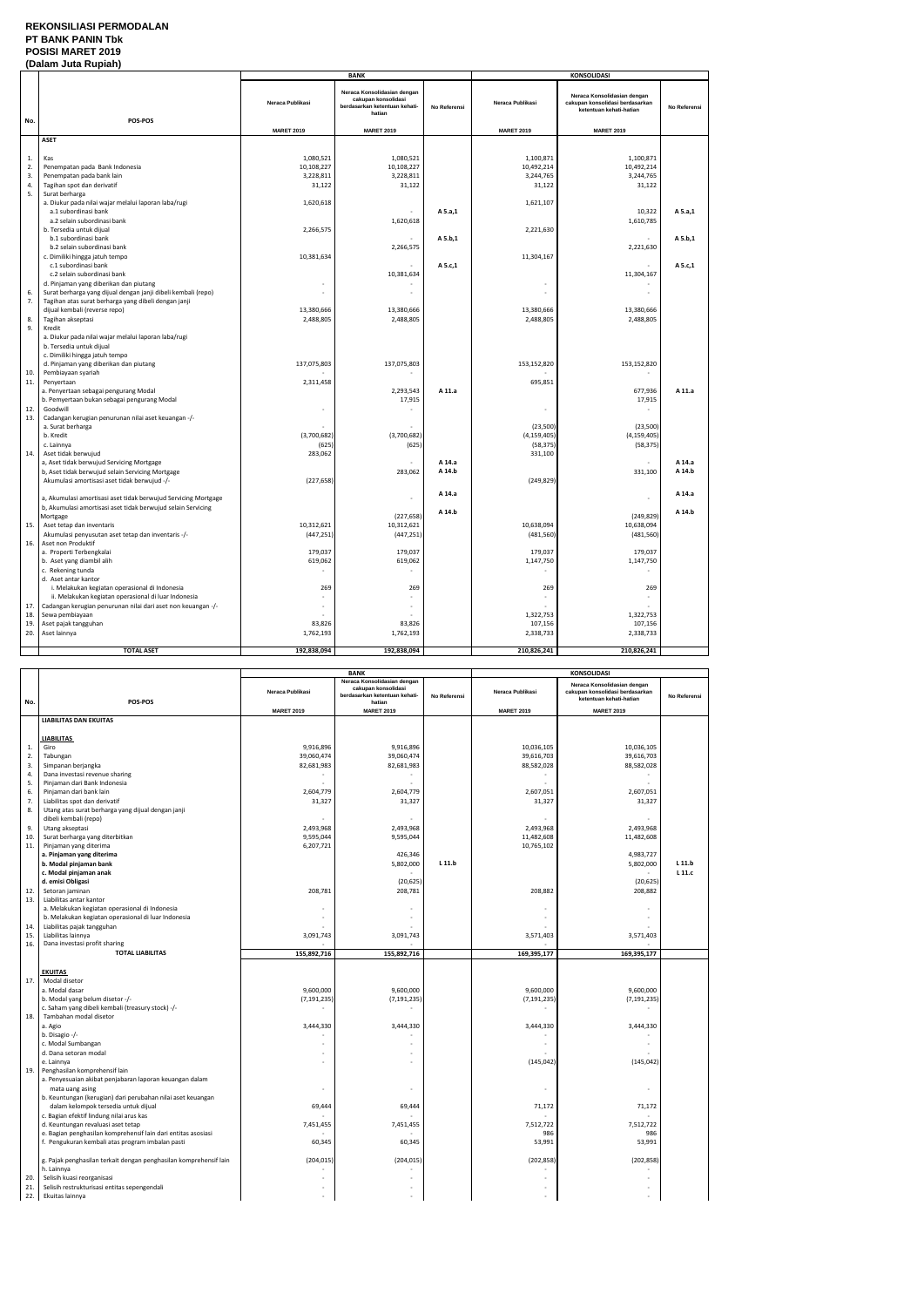**REKONSILIASI PERMODALAN**
**PT BANK PANIN Tbk**
**POSISI MARET 2019**
**(Dalam Juta Rupiah)**

| No. | POS-POS | BANK | | | KONSOLIDASI | | |
|---|---|---|---|---|---|---|---|
| | | Neraca Publikasi | Neraca Konsolidasian dengan cakupan konsolidasi berdasarkan ketentuan kehati-hatian | No Referensi | Neraca Publikasi | Neraca Konsolidasian dengan cakupan konsolidasi berdasarkan ketentuan kehati-hatian | No Referensi |
| | | MARET 2019 | MARET 2019 | | MARET 2019 | MARET 2019 | |
| | **ASET** | | | | | | |
| 1. | Kas | 1,080,521 | 1,080,521 | | 1,100,871 | 1,100,871 | |
| 2. | Penempatan pada Bank Indonesia | 10,108,227 | 10,108,227 | | 10,492,214 | 10,492,214 | |
| 3. | Penempatan pada bank lain | 3,228,811 | 3,228,811 | | 3,244,765 | 3,244,765 | |
| 4. | Tagihan spot dan derivatif | 31,122 | 31,122 | | 31,122 | 31,122 | |
| 5. | Surat berharga | | | | | | |
| | a. Diukur pada nilai wajar melalui laporan laba/rugi | 1,620,618 | | | 1,621,107 | | |
| | a.1 subordinasi bank | | - | A 5.a,1 | | 10,322 | A 5.a,1 |
| | a.2 selain subordinasi bank | | 1,620,618 | | | 1,610,785 | |
| | b. Tersedia untuk dijual | 2,266,575 | | | 2,221,630 | | |
| | b.1 subordinasi bank | | - | A 5.b,1 | | - | A 5.b,1 |
| | b.2 selain subordinasi bank | | 2,266,575 | | | 2,221,630 | |
| | c. Dimiliki hingga jatuh tempo | 10,381,634 | | | 11,304,167 | | |
| | c.1 subordinasi bank | | - | A 5.c,1 | | - | A 5.c,1 |
| | c.2 selain subordinasi bank | | 10,381,634 | | | 11,304,167 | |
| | d. Pinjaman yang diberikan dan piutang | - | - | | - | - | |
| 6. | Surat berharga yang dijual dengan janji dibeli kembali (repo) | - | - | | - | - | |
| 7. | Tagihan atas surat berharga yang dibeli dengan janji dijual kembali (reverse repo) | 13,380,666 | 13,380,666 | | 13,380,666 | 13,380,666 | |
| 8. | Tagihan akseptasi | 2,488,805 | 2,488,805 | | 2,488,805 | 2,488,805 | |
| 9. | Kredit | | | | | | |
| | a. Diukur pada nilai wajar melalui laporan laba/rugi | | | | | | |
| | b. Tersedia untuk dijual | | | | | | |
| | c. Dimiliki hingga jatuh tempo | | | | | | |
| | d. Pinjaman yang diberikan dan piutang | 137,075,803 | 137,075,803 | | 153,152,820 | 153,152,820 | |
| 10. | Pembiayaan syariah | - | - | | - | - | |
| 11. | Penyertaan | 2,311,458 | | | 695,851 | | |
| | a. Penyertaan sebagai pengurang Modal | | 2,293,543 | A 11.a | | 677,936 | A 11.a |
| | b. Penyertaan bukan sebagai pengurang Modal | | 17,915 | | | 17,915 | |
| 12. | Goodwill | - | - | | - | - | |
| 13. | Cadangan kerugian penurunan nilai aset keuangan -/- | | | | | | |
| | a. Surat berharga | - | - | | (23,500) | (23,500) | |
| | b. Kredit | (3,700,682) | (3,700,682) | | (4,159,405) | (4,159,405) | |
| | c. Lainnya | (625) | (625) | | (58,375) | (58,375) | |
| 14. | Aset tidak berwujud | 283,062 | | | 331,100 | | |
| | a, Aset tidak berwujud Servicing Mortgage | | - | A 14.a | | - | A 14.a |
| | b, Aset tidak berwujud selain Servicing Mortgage | | 283,062 | A 14.b | | 331,100 | A 14.b |
| | Akumulasi amortisasi aset tidak berwujud -/- | (227,658) | | | (249,829) | | |
| | a, Akumulasi amortisasi aset tidak berwujud Servicing Mortgage | | - | A 14.a | | - | A 14.a |
| | b, Akumulasi amortisasi aset tidak berwujud selain Servicing Mortgage | | (227,658) | A 14.b | | (249,829) | A 14.b |
| 15. | Aset tetap dan inventaris | 10,312,621 | 10,312,621 | | 10,638,094 | 10,638,094 | |
| | Akumulasi penyusutan aset tetap dan inventaris -/- | (447,251) | (447,251) | | (481,560) | (481,560) | |
| 16. | Aset non Produktif | | | | | | |
| | a. Properti Terbengkalai | 179,037 | 179,037 | | 179,037 | 179,037 | |
| | b. Aset yang diambil alih | 619,062 | 619,062 | | 1,147,750 | 1,147,750 | |
| | c. Rekening tunda | - | - | | - | - | |
| | d. Aset antar kantor | | | | | | |
| | i. Melakukan kegiatan operasional di Indonesia | 269 | 269 | | 269 | 269 | |
| | ii. Melakukan kegiatan operasional di luar Indonesia | - | - | | - | - | |
| 17. | Cadangan kerugian penurunan nilai dari aset non keuangan -/- | - | - | | - | - | |
| 18. | Sewa pembiayaan | - | - | | 1,322,753 | 1,322,753 | |
| 19. | Aset pajak tangguhan | 83,826 | 83,826 | | 107,156 | 107,156 | |
| 20. | Aset lainnya | 1,762,193 | 1,762,193 | | 2,338,733 | 2,338,733 | |
| | **TOTAL ASET** | **192,838,094** | **192,838,094** | | **210,826,241** | **210,826,241** | |

| No. | POS-POS | BANK | | | KONSOLIDASI | | |
|---|---|---|---|---|---|---|---|
| | | Neraca Publikasi | Neraca Konsolidasian dengan cakupan konsolidasi berdasarkan ketentuan kehati-hatian | No Referensi | Neraca Publikasi | Neraca Konsolidasian dengan cakupan konsolidasi berdasarkan ketentuan kehati-hatian | No Referensi |
| | | MARET 2019 | MARET 2019 | | MARET 2019 | MARET 2019 | |
| | **LIABILITAS DAN EKUITAS** | | | | | | |
| | **LIABILITAS** | | | | | | |
| 1. | Giro | 9,916,896 | 9,916,896 | | 10,036,105 | 10,036,105 | |
| 2. | Tabungan | 39,060,474 | 39,060,474 | | 39,616,703 | 39,616,703 | |
| 3. | Simpanan berjangka | 82,681,983 | 82,681,983 | | 88,582,028 | 88,582,028 | |
| 4. | Dana investasi revenue sharing | - | - | | - | - | |
| 5. | Pinjaman dari Bank Indonesia | - | - | | - | - | |
| 6. | Pinjaman dari bank lain | 2,604,779 | 2,604,779 | | 2,607,051 | 2,607,051 | |
| 7. | Liabilitas spot dan derivatif | 31,327 | 31,327 | | 31,327 | 31,327 | |
| 8. | Utang atas surat berharga yang dijual dengan janji dibeli kembali (repo) | - | - | | - | - | |
| 9. | Utang akseptasi | 2,493,968 | 2,493,968 | | 2,493,968 | 2,493,968 | |
| 10. | Surat berharga yang diterbitkan | 9,595,044 | 9,595,044 | | 11,482,608 | 11,482,608 | |
| 11. | Pinjaman yang diterima | 6,207,721 | | | 10,765,102 | | |
| | **a. Pinjaman yang diterima** | | 426,346 | | | 4,983,727 | |
| | **b. Modal pinjaman bank** | | 5,802,000 | L 11.b | | 5,802,000 | L 11.b |
| | **c. Modal pinjaman anak** | | - | | | - | L 11.c |
| | **d. emisi Obligasi** | | (20,625) | | | (20,625) | |
| 12. | Setoran jaminan | 208,781 | 208,781 | | 208,882 | 208,882 | |
| 13. | Liabilitas antar kantor | | | | | | |
| | a. Melakukan kegiatan operasional di Indonesia | - | - | | - | - | |
| | b. Melakukan kegiatan operasional di luar Indonesia | - | - | | - | - | |
| 14. | Liabilitas pajak tangguhan | - | - | | - | - | |
| 15. | Liabilitas lainnya | 3,091,743 | 3,091,743 | | 3,571,403 | 3,571,403 | |
| 16. | Dana investasi profit sharing | - | - | | - | - | |
| | **TOTAL LIABILITAS** | **155,892,716** | **155,892,716** | | **169,395,177** | **169,395,177** | |
| | **EKUITAS** | | | | | | |
| 17. | Modal disetor | | | | | | |
| | a. Modal dasar | 9,600,000 | 9,600,000 | | 9,600,000 | 9,600,000 | |
| | b. Modal yang belum disetor -/- | (7,191,235) | (7,191,235) | | (7,191,235) | (7,191,235) | |
| | c. Saham yang dibeli kembali (treasury stock) -/- | - | - | | - | - | |
| 18. | Tambahan modal disetor | | | | | | |
| | a. Agio | 3,444,330 | 3,444,330 | | 3,444,330 | 3,444,330 | |
| | b. Disagio -/- | - | - | | - | - | |
| | c. Modal Sumbangan | - | - | | - | - | |
| | d. Dana setoran modal | - | - | | - | - | |
| | e. Lainnya | - | - | | (145,042) | (145,042) | |
| 19. | Penghasilan komprehensif lain | | | | | | |
| | a. Penyesuaian akibat penjabaran laporan keuangan dalam mata uang asing | - | - | | - | - | |
| | b. Keuntungan (kerugian) dari perubahan nilai aset keuangan dalam kelompok tersedia untuk dijual | 69,444 | 69,444 | | 71,172 | 71,172 | |
| | c. Bagian efektif lindung nilai arus kas | - | - | | - | - | |
| | d. Keuntungan revaluasi aset tetap | 7,451,455 | 7,451,455 | | 7,512,722 | 7,512,722 | |
| | e. Bagian penghasilan komprehensif lain dari entitas asosiasi | - | - | | 986 | 986 | |
| | f. Pengukuran kembali atas program imbalan pasti | 60,345 | 60,345 | | 53,991 | 53,991 | |
| | g. Pajak penghasilan terkait dengan penghasilan komprehensif lain | (204,015) | (204,015) | | (202,858) | (202,858) | |
| | h. Lainnya | - | - | | - | - | |
| 20. | Selisih kuasi reorganisasi | - | - | | - | - | |
| 21. | Selisih restrukturisasi entitas sepengendali | - | - | | - | - | |
| 22. | Ekuitas lainnya | - | - | | - | - | |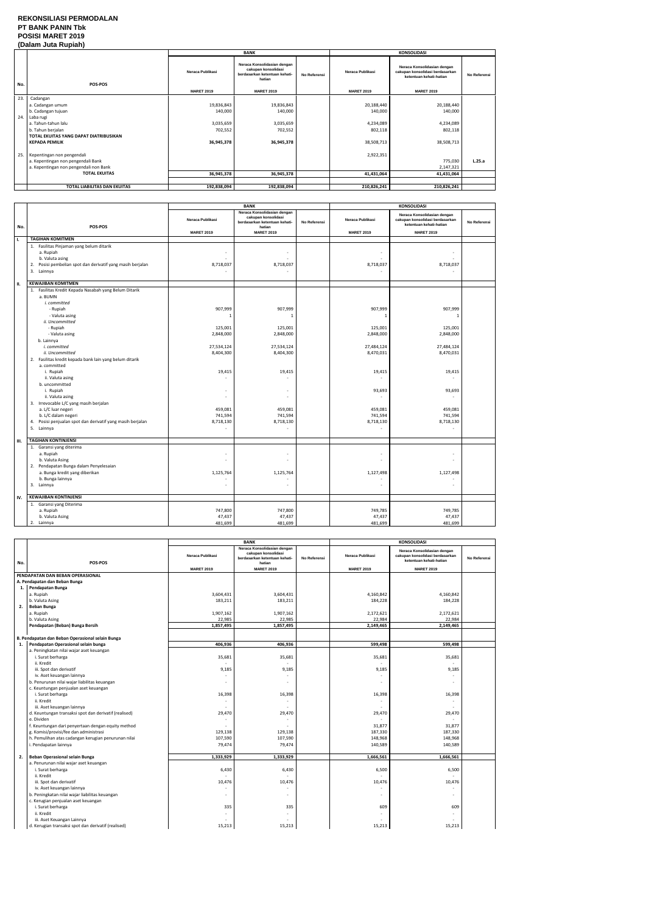# REKONSILIASI PERMODALAN
## PT BANK PANIN Tbk
## POSISI MARET 2019
## (Dalam Juta Rupiah)

| No. | POS-POS | BANK | | | KONSOLIDASI | | |
|---|---|---|---|---|---|---|---|
| | | Neraca Publikasi | Neraca Konsolidasian dengan cakupan konsolidasi berdasarkan ketentuan kehati-hatian | No Referensi | Neraca Publikasi | Neraca Konsolidasian dengan cakupan konsolidasi berdasarkan ketentuan kehati-hatian | No Referensi |
| | | MARET 2019 | MARET 2019 | | MARET 2019 | MARET 2019 | |
| 23. | Cadangan | | | | | | |
| | a. Cadangan umum | 19,836,843 | 19,836,843 | | 20,188,440 | 20,188,440 | |
| | b. Cadangan tujuan | 140,000 | 140,000 | | 140,000 | 140,000 | |
| 24. | Laba rugi | | | | | | |
| | a. Tahun-tahun lalu | 3,035,659 | 3,035,659 | | 4,234,089 | 4,234,089 | |
| | b. Tahun berjalan | 702,552 | 702,552 | | 802,118 | 802,118 | |
| | TOTAL EKUITAS YANG DAPAT DIATRIBUSIKAN KEPADA PEMILIK | 36,945,378 | 36,945,378 | | 38,508,713 | 38,508,713 | |
| 25. | Kepentingan non pengendali | | | | 2,922,351 | | |
| | a. Kepentingan non pengendali Bank | | | | | 775,030 | L.25.a |
| | a. Kepentingan non pengendali non Bank | | | | | 2,147,321 | |
| | TOTAL EKUITAS | 36,945,378 | 36,945,378 | | 41,431,064 | 41,431,064 | |
| | TOTAL LIABILITAS DAN EKUITAS | 192,838,094 | 192,838,094 | | 210,826,241 | 210,826,241 | |

| No. | POS-POS | BANK | | | KONSOLIDASI | | |
|---|---|---|---|---|---|---|---|
| | | Neraca Publikasi | Neraca Konsolidasian dengan cakupan konsolidasi berdasarkan ketentuan kehati-hatian | No Referensi | Neraca Publikasi | Neraca Konsolidasian dengan cakupan konsolidasi berdasarkan ketentuan kehati-hatian | No Referensi |
| | | MARET 2019 | MARET 2019 | | MARET 2019 | MARET 2019 | |
| I. | TAGIHAN KOMITMEN | | | | | | |
| | 1. Fasilitas Pinjaman yang belum ditarik | | | | | | |
| | a. Rupiah | - | - | | - | - | |
| | b. Valuta asing | - | - | | - | - | |
| | 2. Posisi pembelian spot dan derivatif yang masih berjalan | 8,718,037 | 8,718,037 | | 8,718,037 | 8,718,037 | |
| | 3. Lainnya | - | - | | - | - | |
| II. | KEWAJIBAN KOMITMEN | | | | | | |
| | 1. Fasilitas Kredit Kepada Nasabah yang Belum Ditarik | | | | | | |
| | a. BUMN | | | | | | |
| | *i. committed* | | | | | | |
| | - Rupiah | 907,999 | 907,999 | | 907,999 | 907,999 | |
| | - Valuta asing | 1 | 1 | | 1 | 1 | |
| | *ii. Uncommitted* | | | | | | |
| | - Rupiah | 125,001 | 125,001 | | 125,001 | 125,001 | |
| | - Valuta asing | 2,848,000 | 2,848,000 | | 2,848,000 | 2,848,000 | |
| | b. Lainnya | | | | | | |
| | *i. committed* | 27,534,124 | 27,534,124 | | 27,484,124 | 27,484,124 | |
| | *ii. Uncommitted* | 8,404,300 | 8,404,300 | | 8,470,031 | 8,470,031 | |
| | 2. Fasilitas kredit kepada bank lain yang belum ditarik | | | | | | |
| | a. committed | | | | | | |
| | i. Rupiah | 19,415 | 19,415 | | 19,415 | 19,415 | |
| | ii. Valuta asing | - | - | | - | - | |
| | b. uncommitted | | | | | | |
| | i. Rupiah | - | - | | 93,693 | 93,693 | |
| | ii. Valuta asing | - | - | | - | - | |
| | 3. Irrevocable L/C yang masih berjalan | | | | | | |
| | a. L/C luar negeri | 459,081 | 459,081 | | 459,081 | 459,081 | |
| | b. L/C dalam negeri | 741,594 | 741,594 | | 741,594 | 741,594 | |
| | 4. Posisi penjualan spot dan derivatif yang masih berjalan | 8,718,130 | 8,718,130 | | 8,718,130 | 8,718,130 | |
| | 5. Lainnya | - | - | | - | - | |
| III. | TAGIHAN KONTINJENSI | | | | | | |
| | 1. Garansi yang diterima | | | | | | |
| | a. Rupiah | - | - | | - | - | |
| | b. Valuta Asing | - | - | | - | - | |
| | 2. Pendapatan Bunga dalam Penyelesaian | | | | | | |
| | a. Bunga kredit yang diberikan | 1,125,764 | 1,125,764 | | 1,127,498 | 1,127,498 | |
| | b. Bunga lainnya | - | - | | - | - | |
| | 3. Lainnya | - | - | | - | - | |
| IV. | KEWAJIBAN KONTINJENSI | | | | | | |
| | 1. Garansi yang Diterima | | | | | | |
| | a. Rupiah | 747,800 | 747,800 | | 749,785 | 749,785 | |
| | b. Valuta Asing | 47,437 | 47,437 | | 47,437 | 47,437 | |
| | 2. Lainnya | 481,699 | 481,699 | | 481,699 | 481,699 | |

| No. | POS-POS | BANK | | | KONSOLIDASI | | |
|---|---|---|---|---|---|---|---|
| | | Neraca Publikasi | Neraca Konsolidasian dengan cakupan konsolidasi berdasarkan ketentuan kehati-hatian | No Referensi | Neraca Publikasi | Neraca Konsolidasian dengan cakupan konsolidasi berdasarkan ketentuan kehati-hatian | No Referensi |
| | | MARET 2019 | MARET 2019 | | MARET 2019 | MARET 2019 | |
| | PENDAPATAN DAN BEBAN OPERASIONAL | | | | | | |
| | A. Pendapatan dan Beban Bunga | | | | | | |
| 1. | Pendapatan Bunga | | | | | | |
| | a. Rupiah | 3,604,431 | 3,604,431 | | 4,160,842 | 4,160,842 | |
| | b. Valuta Asing | 183,211 | 183,211 | | 184,228 | 184,228 | |
| 2. | Beban Bunga | | | | | | |
| | a. Rupiah | 1,907,162 | 1,907,162 | | 2,172,621 | 2,172,621 | |
| | b. Valuta Asing | 22,985 | 22,985 | | 22,984 | 22,984 | |
| | Pendapatan (Beban) Bunga Bersih | 1,857,495 | 1,857,495 | | 2,149,465 | 2,149,465 | |
| | B. Pendapatan dan Beban Operasional selain Bunga | | | | | | |
| 1. | Pendapatan Operasional selain bunga | 406,936 | 406,936 | | 599,498 | 599,498 | |
| | a. Peningkatan nilai wajar aset keuangan | | | | | | |
| | i. Surat berharga | 35,681 | 35,681 | | 35,681 | 35,681 | |
| | ii. Kredit | - | - | | - | - | |
| | iii. Spot dan derivatif | 9,185 | 9,185 | | 9,185 | 9,185 | |
| | iv. Aset keuangan lainnya | - | - | | - | - | |
| | b. Penurunan nilai wajar liabilitas keuangan | - | - | | - | - | |
| | c. Keuntungan penjualan aset keuangan | | | | | | |
| | i. Surat berharga | 16,398 | 16,398 | | 16,398 | 16,398 | |
| | ii. Kredit | - | - | | - | - | |
| | iii. Aset keuangan lainnya | - | - | | - | - | |
| | d. Keuntungan transaksi spot dan derivatif (realised) | 29,470 | 29,470 | | 29,470 | 29,470 | |
| | e. Dividen | - | - | | - | - | |
| | f. Keuntungan dari penyertaan dengan equity method | - | - | | 31,877 | 31,877 | |
| | g. Komisi/provisi/fee dan administrasi | 129,138 | 129,138 | | 187,330 | 187,330 | |
| | h. Pemulihan atas cadangan kerugian penurunan nilai | 107,590 | 107,590 | | 148,968 | 148,968 | |
| | i. Pendapatan lainnya | 79,474 | 79,474 | | 140,589 | 140,589 | |
| 2. | Beban Operasional selain Bunga | 1,333,929 | 1,333,929 | | 1,666,561 | 1,666,561 | |
| | a. Penurunan nilai wajar aset keuangan | | | | | | |
| | i. Surat berharga | 6,430 | 6,430 | | 6,500 | 6,500 | |
| | ii. Kredit | - | - | | - | - | |
| | iii. Spot dan derivatif | 10,476 | 10,476 | | 10,476 | 10,476 | |
| | iv. Aset keuangan lainnya | - | - | | - | - | |
| | b. Peningkatan nilai wajar liabilitas keuangan | - | - | | - | - | |
| | c. Kerugian penjualan aset keuangan | | | | | | |
| | i. Surat berharga | 335 | 335 | | 609 | 609 | |
| | ii. Kredit | - | - | | - | - | |
| | iii. Aset Keuangan Lainnya | - | - | | - | - | |
| | d. Kerugian transaksi spot dan derivatif (realised) | 15,213 | 15,213 | | 15,213 | 15,213 | |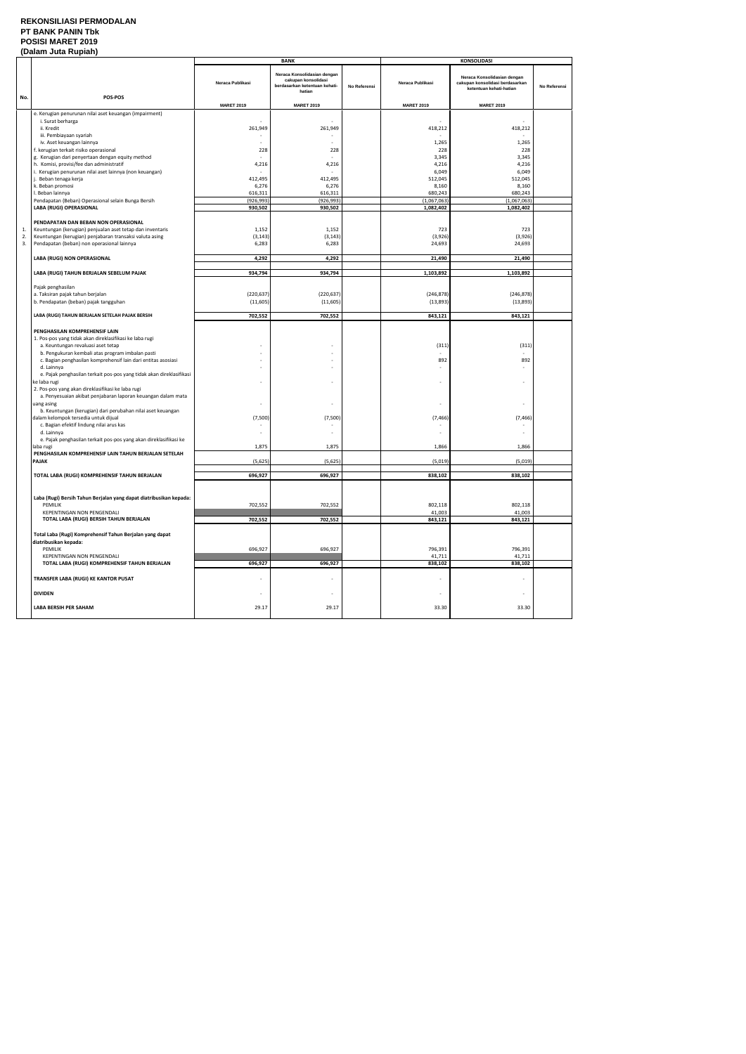**REKONSILIASI PERMODALAN**
**PT BANK PANIN Tbk**
**POSISI MARET 2019**
**(Dalam Juta Rupiah)**

| No. | POS-POS | BANK | | | KONSOLIDASI | | |
|---|---|---|---|---|---|---|---|
| | | Neraca Publikasi | Neraca Konsolidasian dengan cakupan konsolidasi berdasarkan ketentuan kehati-hatian | No Referensi | Neraca Publikasi | Neraca Konsolidasian dengan cakupan konsolidasi berdasarkan ketentuan kehati-hatian | No Referensi |
| | | MARET 2019 | MARET 2019 | | MARET 2019 | MARET 2019 | |
| | e. Kerugian penurunan nilai aset keuangan (impairment) | | | | | | |
| | i. Surat berharga | - | - | | - | - | |
| | ii. Kredit | 261,949 | 261,949 | | 418,212 | 418,212 | |
| | iii. Pembiayaan syariah | - | - | | - | - | |
| | iv. Aset keuangan lainnya | - | - | | 1,265 | 1,265 | |
| | f. kerugian terkait risiko operasional | 228 | 228 | | 228 | 228 | |
| | g. Kerugian dari penyertaan dengan equity method | - | - | | 3,345 | 3,345 | |
| | h. Komisi, provisi/fee dan administratif | 4,216 | 4,216 | | 4,216 | 4,216 | |
| | i. Kerugian penurunan nilai aset lainnya (non keuangan) | - | - | | 6,049 | 6,049 | |
| | j. Beban tenaga kerja | 412,495 | 412,495 | | 512,045 | 512,045 | |
| | k. Beban promosi | 6,276 | 6,276 | | 8,160 | 8,160 | |
| | l. Beban lainnya | 616,311 | 616,311 | | 680,243 | 680,243 | |
| | Pendapatan (Beban) Operasional selain Bunga Bersih | (926,993) | (926,993) | | (1,067,063) | (1,067,063) | |
| | **LABA (RUGI) OPERASIONAL** | **930,502** | **930,502** | | **1,082,402** | **1,082,402** | |
| | **PENDAPATAN DAN BEBAN NON OPERASIONAL** | | | | | | |
| 1. | Keuntungan (kerugian) penjualan aset tetap dan inventaris | 1,152 | 1,152 | | 723 | 723 | |
| 2. | Keuntungan (kerugian) penjabaran transaksi valuta asing | (3,143) | (3,143) | | (3,926) | (3,926) | |
| 3. | Pendapatan (beban) non operasional lainnya | 6,283 | 6,283 | | 24,693 | 24,693 | |
| | **LABA (RUGI) NON OPERASIONAL** | **4,292** | **4,292** | | **21,490** | **21,490** | |
| | **LABA (RUGI) TAHUN BERJALAN SEBELUM PAJAK** | **934,794** | **934,794** | | **1,103,892** | **1,103,892** | |
| | Pajak penghasilan | | | | | | |
| | a. Taksiran pajak tahun berjalan | (220,637) | (220,637) | | (246,878) | (246,878) | |
| | b. Pendapatan (beban) pajak tangguhan | (11,605) | (11,605) | | (13,893) | (13,893) | |
| | **LABA (RUGI) TAHUN BERJALAN SETELAH PAJAK BERSIH** | **702,552** | **702,552** | | **843,121** | **843,121** | |
| | **PENGHASILAN KOMPREHENSIF LAIN** | | | | | | |
| | 1. Pos-pos yang tidak akan direklasifikasi ke laba rugi | | | | | | |
| | a. Keuntungan revaluasi aset tetap | - | - | | (311) | (311) | |
| | b. Pengukuran kembali atas program imbalan pasti | - | - | | - | - | |
| | c. Bagian penghasilan komprehensif lain dari entitas asosiasi | - | - | | 892 | 892 | |
| | d. Lainnya | - | - | | - | - | |
| | e. Pajak penghasilan terkait pos-pos yang tidak akan direklasifikasi ke laba rugi | - | - | | - | - | |
| | 2. Pos-pos yang akan direklasifikasi ke laba rugi | | | | | | |
| | a. Penyesuaian akibat penjabaran laporan keuangan dalam mata uang asing | - | - | | - | - | |
| | b. Keuntungan (kerugian) dari perubahan nilai aset keuangan dalam kelompok tersedia untuk dijual | (7,500) | (7,500) | | (7,466) | (7,466) | |
| | c. Bagian efektif lindung nilai arus kas | - | - | | - | - | |
| | d. Lainnya | - | - | | - | - | |
| | e. Pajak penghasilan terkait pos-pos yang akan direklasifikasi ke laba rugi | 1,875 | 1,875 | | 1,866 | 1,866 | |
| | **PENGHASILAN KOMPREHENSIF LAIN TAHUN BERJALAN SETELAH PAJAK** | (5,625) | (5,625) | | (5,019) | (5,019) | |
| | **TOTAL LABA (RUGI) KOMPREHENSIF TAHUN BERJALAN** | **696,927** | **696,927** | | **838,102** | **838,102** | |
| | **Laba (Rugi) Bersih Tahun Berjalan yang dapat diatribusikan kepada:** | | | | | | |
| | PEMILIK | 702,552 | 702,552 | | 802,118 | 802,118 | |
| | KEPENTINGAN NON PENGENDALI | | | | 41,003 | 41,003 | |
| | **TOTAL LABA (RUGI) BERSIH TAHUN BERJALAN** | **702,552** | **702,552** | | **843,121** | **843,121** | |
| | **Total Laba (Rugi) Komprehensif Tahun Berjalan yang dapat diatribusikan kepada:** | | | | | | |
| | PEMILIK | 696,927 | 696,927 | | 796,391 | 796,391 | |
| | KEPENTINGAN NON PENGENDALI | | | | 41,711 | 41,711 | |
| | **TOTAL LABA (RUGI) KOMPREHENSIF TAHUN BERJALAN** | **696,927** | **696,927** | | **838,102** | **838,102** | |
| | **TRANSFER LABA (RUGI) KE KANTOR PUSAT** | - | - | | - | - | |
| | **DIVIDEN** | - | - | | - | - | |
| | **LABA BERSIH PER SAHAM** | 29.17 | 29.17 | | 33.30 | 33.30 | |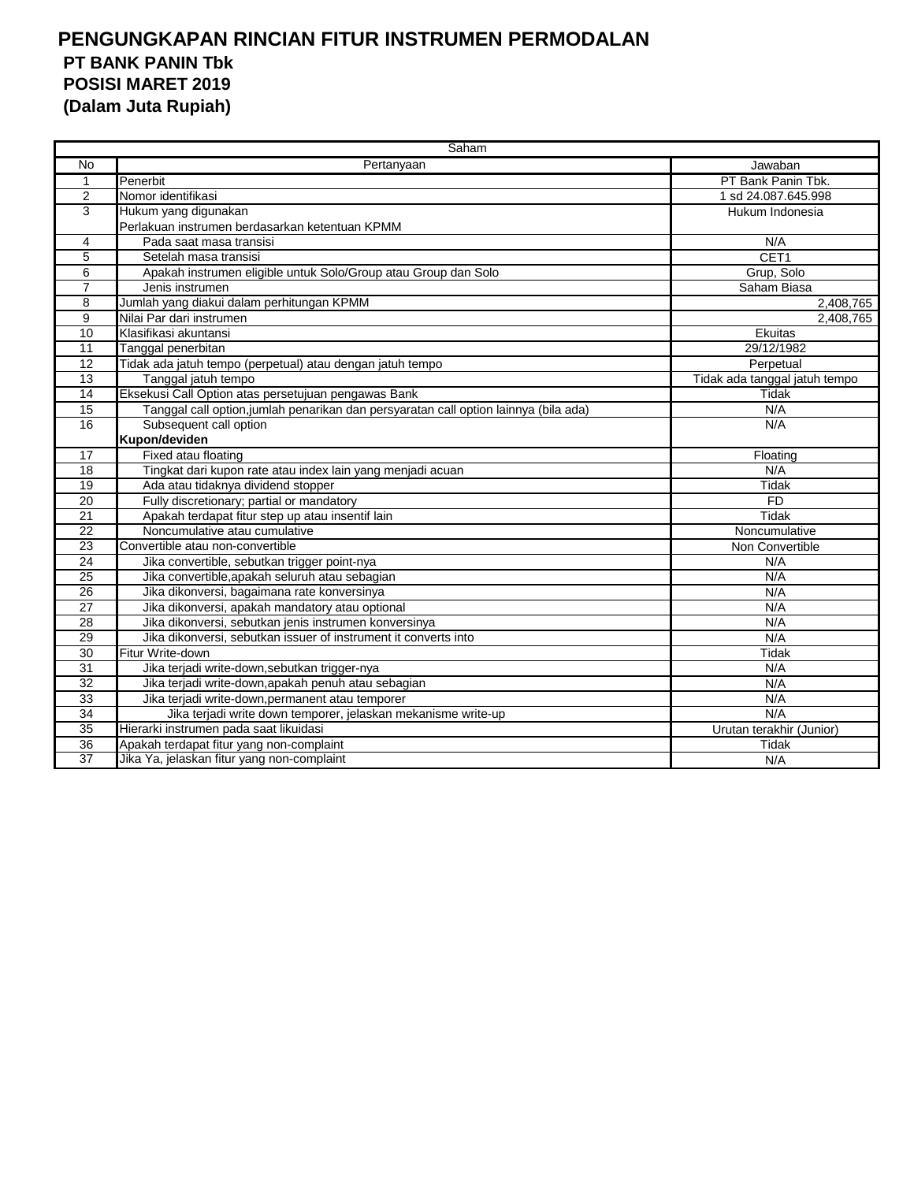# PENGUNGKAPAN RINCIAN FITUR INSTRUMEN PERMODALAN

**PT BANK PANIN Tbk**
**POSISI MARET 2019**
**(Dalam Juta Rupiah)**

| Saham | | |
|---|---|---|
| No | Pertanyaan | Jawaban |
| 1 | Penerbit | PT Bank Panin Tbk. |
| 2 | Nomor identifikasi | 1 sd 24.087.645.998 |
| 3 | Hukum yang digunakan | Hukum Indonesia |
| | Perlakuan instrumen berdasarkan ketentuan KPMM | |
| 4 | Pada saat masa transisi | N/A |
| 5 | Setelah masa transisi | CET1 |
| 6 | Apakah instrumen eligible untuk Solo/Group atau Group dan Solo | Grup, Solo |
| 7 | Jenis instrumen | Saham Biasa |
| 8 | Jumlah yang diakui dalam perhitungan KPMM | 2,408,765 |
| 9 | Nilai Par dari instrumen | 2,408,765 |
| 10 | Klasifikasi akuntansi | Ekuitas |
| 11 | Tanggal penerbitan | 29/12/1982 |
| 12 | Tidak ada jatuh tempo (perpetual) atau dengan jatuh tempo | Perpetual |
| 13 | Tanggal jatuh tempo | Tidak ada tanggal jatuh tempo |
| 14 | Eksekusi Call Option atas persetujuan pengawas Bank | Tidak |
| 15 | Tanggal call option,jumlah penarikan dan persyaratan call option lainnya (bila ada) | N/A |
| 16 | Subsequent call option | N/A |
| | **Kupon/deviden** | |
| 17 | Fixed atau floating | Floating |
| 18 | Tingkat dari kupon rate atau index lain yang menjadi acuan | N/A |
| 19 | Ada atau tidaknya dividend stopper | Tidak |
| 20 | Fully discretionary; partial or mandatory | FD |
| 21 | Apakah terdapat fitur step up atau insentif lain | Tidak |
| 22 | Noncumulative atau cumulative | Noncumulative |
| 23 | Convertible atau non-convertible | Non Convertible |
| 24 | Jika convertible, sebutkan trigger point-nya | N/A |
| 25 | Jika convertible,apakah seluruh atau sebagian | N/A |
| 26 | Jika dikonversi, bagaimana rate konversinya | N/A |
| 27 | Jika dikonversi, apakah mandatory atau optional | N/A |
| 28 | Jika dikonversi, sebutkan jenis instrumen konversinya | N/A |
| 29 | Jika dikonversi, sebutkan issuer of instrument it converts into | N/A |
| 30 | Fitur Write-down | Tidak |
| 31 | Jika terjadi write-down,sebutkan trigger-nya | N/A |
| 32 | Jika terjadi write-down,apakah penuh atau sebagian | N/A |
| 33 | Jika terjadi write-down,permanent atau temporer | N/A |
| 34 | Jika terjadi write down temporer, jelaskan mekanisme write-up | N/A |
| 35 | Hierarki instrumen pada saat likuidasi | Urutan terakhir (Junior) |
| 36 | Apakah terdapat fitur yang non-complaint | Tidak |
| 37 | Jika Ya, jelaskan fitur yang non-complaint | N/A |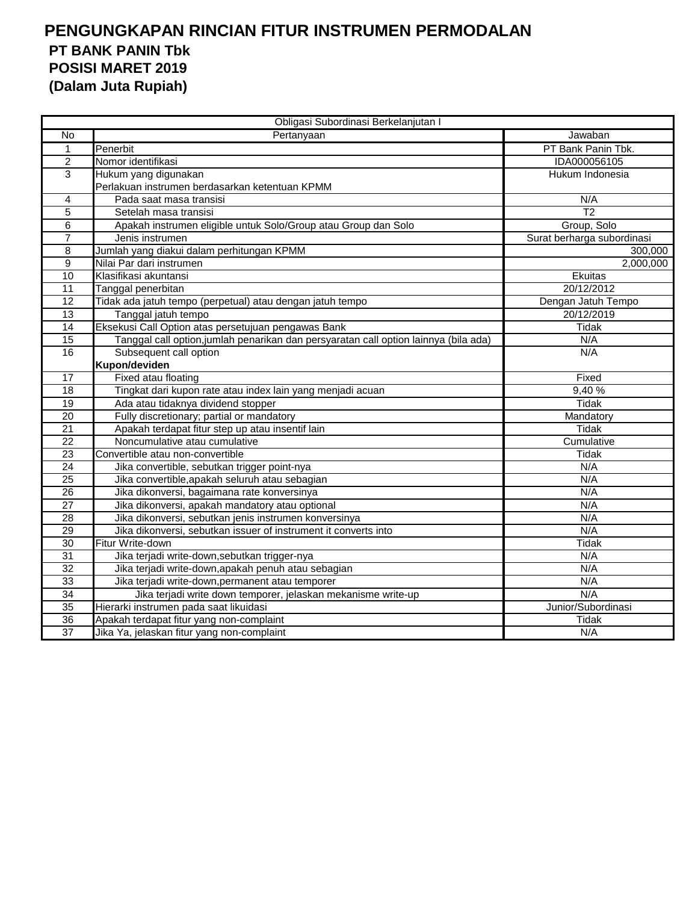# PENGUNGKAPAN RINCIAN FITUR INSTRUMEN PERMODALAN

**PT BANK PANIN Tbk**
**POSISI MARET 2019**
**(Dalam Juta Rupiah)**

| Obligasi Subordinasi Berkelanjutan I | | |
|---|---|---|
| No | Pertanyaan | Jawaban |
| 1 | Penerbit | PT Bank Panin Tbk. |
| 2 | Nomor identifikasi | IDA000056105 |
| 3 | Hukum yang digunakan | Hukum Indonesia |
| | Perlakuan instrumen berdasarkan ketentuan KPMM | |
| 4 | Pada saat masa transisi | N/A |
| 5 | Setelah masa transisi | T2 |
| 6 | Apakah instrumen eligible untuk Solo/Group atau Group dan Solo | Group, Solo |
| 7 | Jenis instrumen | Surat berharga subordinasi |
| 8 | Jumlah yang diakui dalam perhitungan KPMM | 300,000 |
| 9 | Nilai Par dari instrumen | 2,000,000 |
| 10 | Klasifikasi akuntansi | Ekuitas |
| 11 | Tanggal penerbitan | 20/12/2012 |
| 12 | Tidak ada jatuh tempo (perpetual) atau dengan jatuh tempo | Dengan Jatuh Tempo |
| 13 | Tanggal jatuh tempo | 20/12/2019 |
| 14 | Eksekusi Call Option atas persetujuan pengawas Bank | Tidak |
| 15 | Tanggal call option,jumlah penarikan dan persyaratan call option lainnya (bila ada) | N/A |
| 16 | Subsequent call option | N/A |
| | **Kupon/deviden** | |
| 17 | Fixed atau floating | Fixed |
| 18 | Tingkat dari kupon rate atau index lain yang menjadi acuan | 9,40 % |
| 19 | Ada atau tidaknya dividend stopper | Tidak |
| 20 | Fully discretionary; partial or mandatory | Mandatory |
| 21 | Apakah terdapat fitur step up atau insentif lain | Tidak |
| 22 | Noncumulative atau cumulative | Cumulative |
| 23 | Convertible atau non-convertible | Tidak |
| 24 | Jika convertible, sebutkan trigger point-nya | N/A |
| 25 | Jika convertible,apakah seluruh atau sebagian | N/A |
| 26 | Jika dikonversi, bagaimana rate konversinya | N/A |
| 27 | Jika dikonversi, apakah mandatory atau optional | N/A |
| 28 | Jika dikonversi, sebutkan jenis instrumen konversinya | N/A |
| 29 | Jika dikonversi, sebutkan issuer of instrument it converts into | N/A |
| 30 | Fitur Write-down | Tidak |
| 31 | Jika terjadi write-down,sebutkan trigger-nya | N/A |
| 32 | Jika terjadi write-down,apakah penuh atau sebagian | N/A |
| 33 | Jika terjadi write-down,permanent atau temporer | N/A |
| 34 | Jika terjadi write down temporer, jelaskan mekanisme write-up | N/A |
| 35 | Hierarki instrumen pada saat likuidasi | Junior/Subordinasi |
| 36 | Apakah terdapat fitur yang non-complaint | Tidak |
| 37 | Jika Ya, jelaskan fitur yang non-complaint | N/A |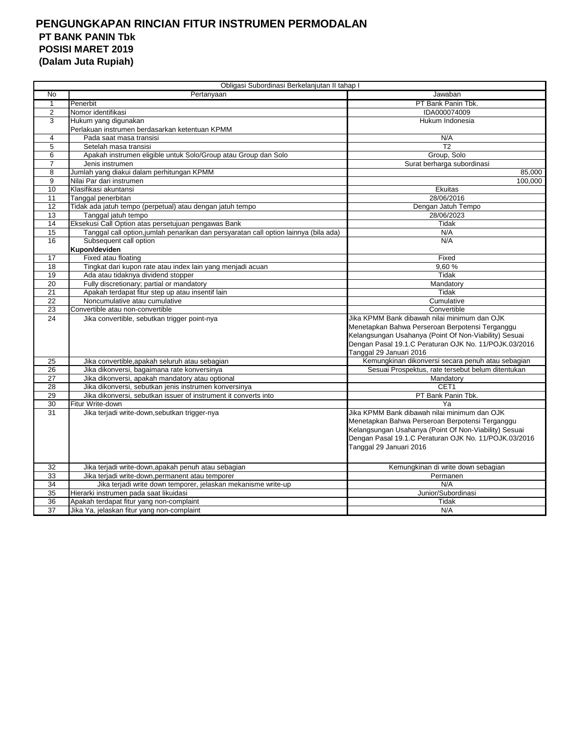# PENGUNGKAPAN RINCIAN FITUR INSTRUMEN PERMODALAN

**PT BANK PANIN Tbk**
**POSISI MARET 2019**
**(Dalam Juta Rupiah)**

| Obligasi Subordinasi Berkelanjutan II tahap I | | |
|---|---|---|
| No | Pertanyaan | Jawaban |
| 1 | Penerbit | PT Bank Panin Tbk. |
| 2 | Nomor identifikasi | IDA000074009 |
| 3 | Hukum yang digunakan | Hukum Indonesia |
| | Perlakuan instrumen berdasarkan ketentuan KPMM | |
| 4 | Pada saat masa transisi | N/A |
| 5 | Setelah masa transisi | T2 |
| 6 | Apakah instrumen eligible untuk Solo/Group atau Group dan Solo | Group, Solo |
| 7 | Jenis instrumen | Surat berharga subordinasi |
| 8 | Jumlah yang diakui dalam perhitungan KPMM | 85,000 |
| 9 | Nilai Par dari instrumen | 100,000 |
| 10 | Klasifikasi akuntansi | Ekuitas |
| 11 | Tanggal penerbitan | 28/06/2016 |
| 12 | Tidak ada jatuh tempo (perpetual) atau dengan jatuh tempo | Dengan Jatuh Tempo |
| 13 | Tanggal jatuh tempo | 28/06/2023 |
| 14 | Eksekusi Call Option atas persetujuan pengawas Bank | Tidak |
| 15 | Tanggal call option,jumlah penarikan dan persyaratan call option lainnya (bila ada) | N/A |
| 16 | Subsequent call option | N/A |
| | **Kupon/deviden** | |
| 17 | Fixed atau floating | Fixed |
| 18 | Tingkat dari kupon rate atau index lain yang menjadi acuan | 9,60 % |
| 19 | Ada atau tidaknya dividend stopper | Tidak |
| 20 | Fully discretionary; partial or mandatory | Mandatory |
| 21 | Apakah terdapat fitur step up atau insentif lain | Tidak |
| 22 | Noncumulative atau cumulative | Cumulative |
| 23 | Convertible atau non-convertible | Convertible |
| 24 | Jika convertible, sebutkan trigger point-nya | Jika KPMM Bank dibawah nilai minimum dan OJK Menetapkan Bahwa Perseroan Berpotensi Terganggu Kelangsungan Usahanya (Point Of Non-Viability) Sesuai Dengan Pasal 19.1.C Peraturan OJK No. 11/POJK.03/2016 Tanggal 29 Januari 2016 |
| 25 | Jika convertible,apakah seluruh atau sebagian | Kemungkinan dikonversi secara penuh atau sebagian |
| 26 | Jika dikonversi, bagaimana rate konversinya | Sesuai Prospektus, rate tersebut belum ditentukan |
| 27 | Jika dikonversi, apakah mandatory atau optional | Mandatory |
| 28 | Jika dikonversi, sebutkan jenis instrumen konversinya | CET1 |
| 29 | Jika dikonversi, sebutkan issuer of instrument it converts into | PT Bank Panin Tbk. |
| 30 | Fitur Write-down | Ya |
| 31 | Jika terjadi write-down,sebutkan trigger-nya | Jika KPMM Bank dibawah nilai minimum dan OJK Menetapkan Bahwa Perseroan Berpotensi Terganggu Kelangsungan Usahanya (Point Of Non-Viability) Sesuai Dengan Pasal 19.1.C Peraturan OJK No. 11/POJK.03/2016 Tanggal 29 Januari 2016 |
| 32 | Jika terjadi write-down,apakah penuh atau sebagian | Kemungkinan di write down sebagian |
| 33 | Jika terjadi write-down,permanent atau temporer | Permanen |
| 34 | Jika terjadi write down temporer, jelaskan mekanisme write-up | N/A |
| 35 | Hierarki instrumen pada saat likuidasi | Junior/Subordinasi |
| 36 | Apakah terdapat fitur yang non-complaint | Tidak |
| 37 | Jika Ya, jelaskan fitur yang non-complaint | N/A |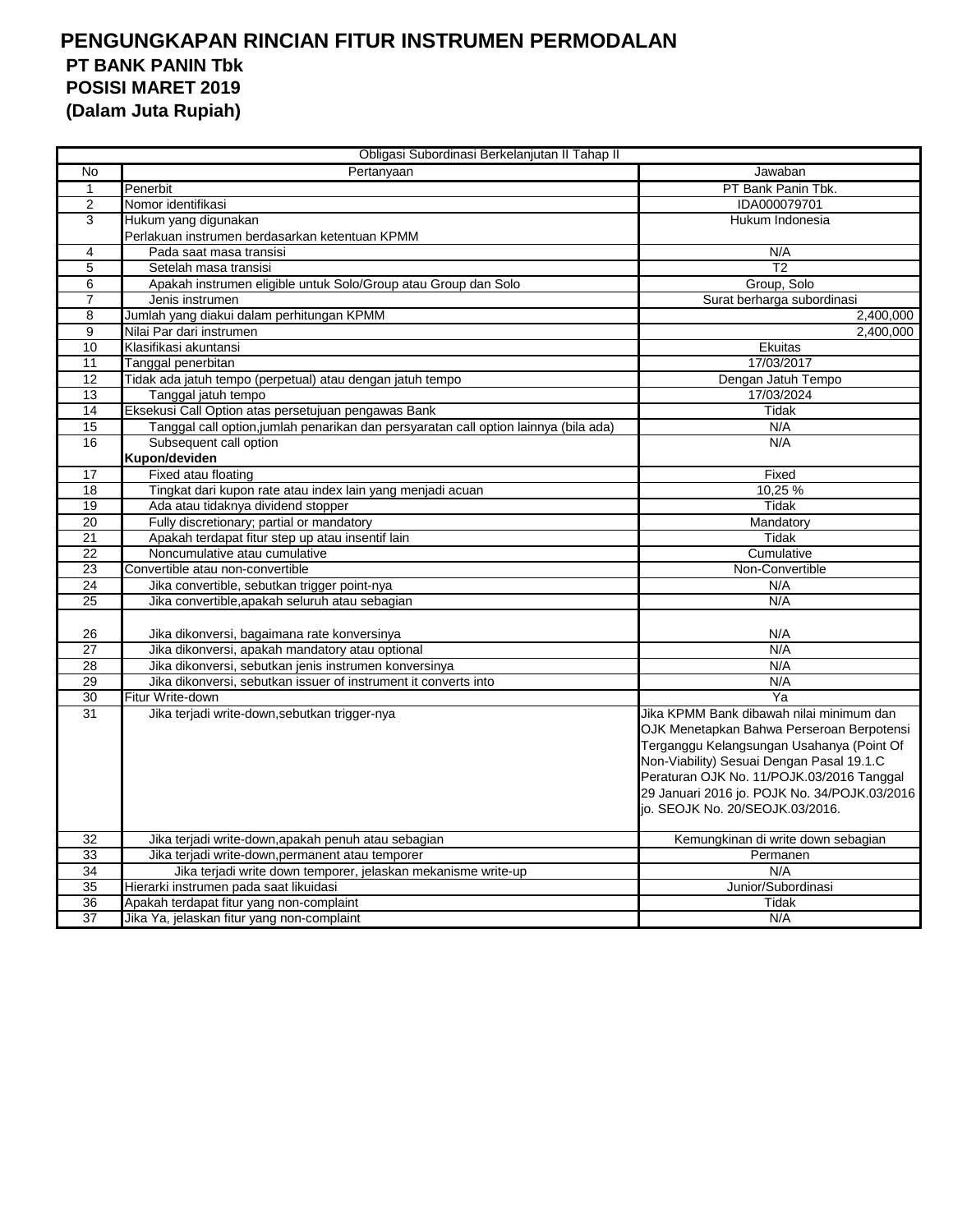# PENGUNGKAPAN RINCIAN FITUR INSTRUMEN PERMODALAN

**PT BANK PANIN Tbk**
**POSISI MARET 2019**
**(Dalam Juta Rupiah)**

| Obligasi Subordinasi Berkelanjutan II Tahap II | | |
|---|---|---|
| No | Pertanyaan | Jawaban |
| 1 | Penerbit | PT Bank Panin Tbk. |
| 2 | Nomor identifikasi | IDA000079701 |
| 3 | Hukum yang digunakan | Hukum Indonesia |
| | Perlakuan instrumen berdasarkan ketentuan KPMM | |
| 4 | Pada saat masa transisi | N/A |
| 5 | Setelah masa transisi | T2 |
| 6 | Apakah instrumen eligible untuk Solo/Group atau Group dan Solo | Group, Solo |
| 7 | Jenis instrumen | Surat berharga subordinasi |
| 8 | Jumlah yang diakui dalam perhitungan KPMM | 2,400,000 |
| 9 | Nilai Par dari instrumen | 2,400,000 |
| 10 | Klasifikasi akuntansi | Ekuitas |
| 11 | Tanggal penerbitan | 17/03/2017 |
| 12 | Tidak ada jatuh tempo (perpetual) atau dengan jatuh tempo | Dengan Jatuh Tempo |
| 13 | Tanggal jatuh tempo | 17/03/2024 |
| 14 | Eksekusi Call Option atas persetujuan pengawas Bank | Tidak |
| 15 | Tanggal call option,jumlah penarikan dan persyaratan call option lainnya (bila ada) | N/A |
| 16 | Subsequent call option | N/A |
| | **Kupon/deviden** | |
| 17 | Fixed atau floating | Fixed |
| 18 | Tingkat dari kupon rate atau index lain yang menjadi acuan | 10,25 % |
| 19 | Ada atau tidaknya dividend stopper | Tidak |
| 20 | Fully discretionary; partial or mandatory | Mandatory |
| 21 | Apakah terdapat fitur step up atau insentif lain | Tidak |
| 22 | Noncumulative atau cumulative | Cumulative |
| 23 | Convertible atau non-convertible | Non-Convertible |
| 24 | Jika convertible, sebutkan trigger point-nya | N/A |
| 25 | Jika convertible,apakah seluruh atau sebagian | N/A |
| 26 | Jika dikonversi, bagaimana rate konversinya | N/A |
| 27 | Jika dikonversi, apakah mandatory atau optional | N/A |
| 28 | Jika dikonversi, sebutkan jenis instrumen konversinya | N/A |
| 29 | Jika dikonversi, sebutkan issuer of instrument it converts into | N/A |
| 30 | Fitur Write-down | Ya |
| 31 | Jika terjadi write-down,sebutkan trigger-nya | Jika KPMM Bank dibawah nilai minimum dan OJK Menetapkan Bahwa Perseroan Berpotensi Terganggu Kelangsungan Usahanya (Point Of Non-Viability) Sesuai Dengan Pasal 19.1.C Peraturan OJK No. 11/POJK.03/2016 Tanggal 29 Januari 2016 jo. POJK No. 34/POJK.03/2016 jo. SEOJK No. 20/SEOJK.03/2016. |
| 32 | Jika terjadi write-down,apakah penuh atau sebagian | Kemungkinan di write down sebagian |
| 33 | Jika terjadi write-down,permanent atau temporer | Permanen |
| 34 | Jika terjadi write down temporer, jelaskan mekanisme write-up | N/A |
| 35 | Hierarki instrumen pada saat likuidasi | Junior/Subordinasi |
| 36 | Apakah terdapat fitur yang non-complaint | Tidak |
| 37 | Jika Ya, jelaskan fitur yang non-complaint | N/A |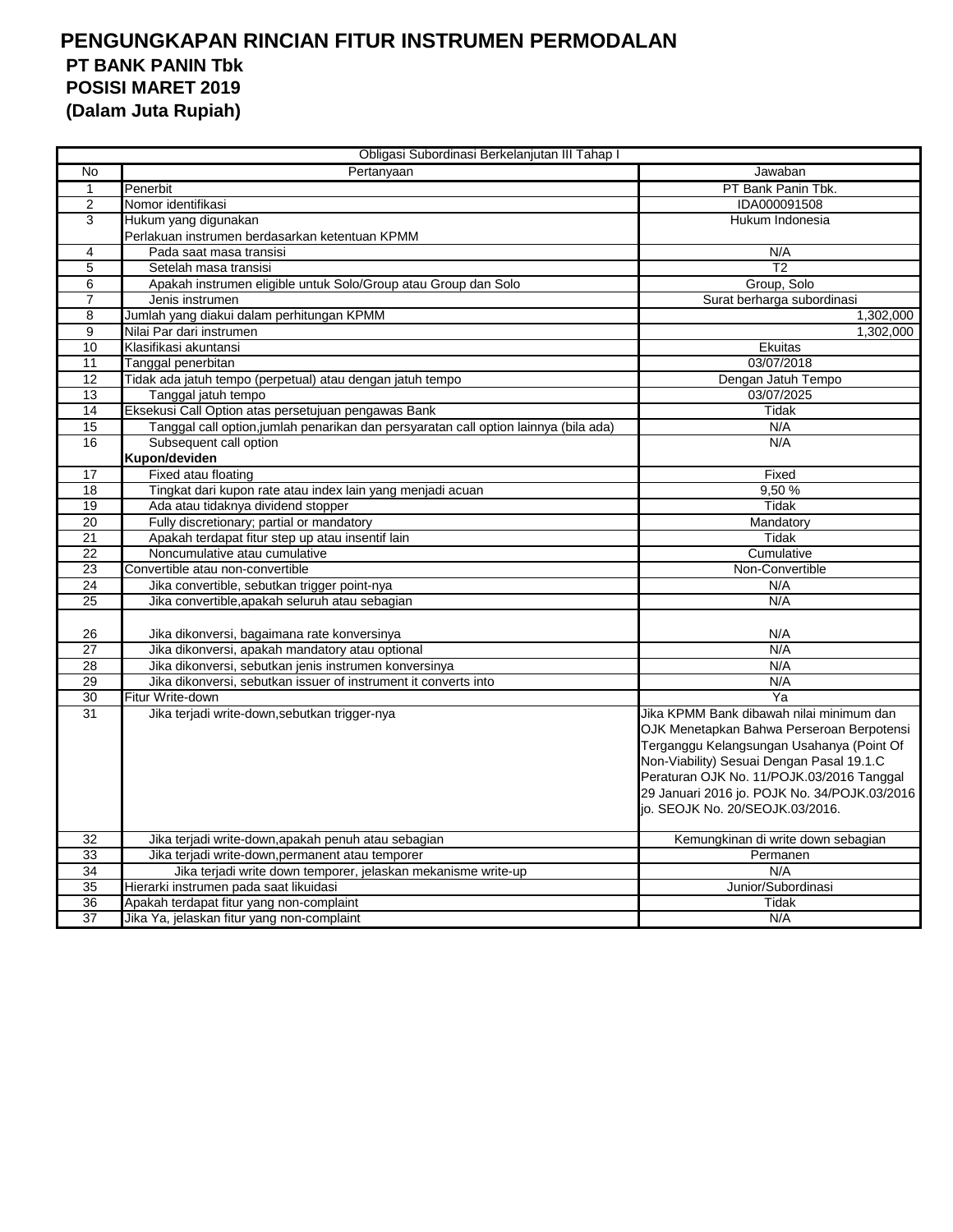# PENGUNGKAPAN RINCIAN FITUR INSTRUMEN PERMODALAN

**PT BANK PANIN Tbk**
**POSISI MARET 2019**
**(Dalam Juta Rupiah)**

| Obligasi Subordinasi Berkelanjutan III Tahap I | | |
|---|---|---|
| No | Pertanyaan | Jawaban |
| 1 | Penerbit | PT Bank Panin Tbk. |
| 2 | Nomor identifikasi | IDA000091508 |
| 3 | Hukum yang digunakan | Hukum Indonesia |
| | Perlakuan instrumen berdasarkan ketentuan KPMM | |
| 4 | Pada saat masa transisi | N/A |
| 5 | Setelah masa transisi | T2 |
| 6 | Apakah instrumen eligible untuk Solo/Group atau Group dan Solo | Group, Solo |
| 7 | Jenis instrumen | Surat berharga subordinasi |
| 8 | Jumlah yang diakui dalam perhitungan KPMM | 1,302,000 |
| 9 | Nilai Par dari instrumen | 1,302,000 |
| 10 | Klasifikasi akuntansi | Ekuitas |
| 11 | Tanggal penerbitan | 03/07/2018 |
| 12 | Tidak ada jatuh tempo (perpetual) atau dengan jatuh tempo | Dengan Jatuh Tempo |
| 13 | Tanggal jatuh tempo | 03/07/2025 |
| 14 | Eksekusi Call Option atas persetujuan pengawas Bank | Tidak |
| 15 | Tanggal call option,jumlah penarikan dan persyaratan call option lainnya (bila ada) | N/A |
| 16 | Subsequent call option | N/A |
| | **Kupon/deviden** | |
| 17 | Fixed atau floating | Fixed |
| 18 | Tingkat dari kupon rate atau index lain yang menjadi acuan | 9,50 % |
| 19 | Ada atau tidaknya dividend stopper | Tidak |
| 20 | Fully discretionary; partial or mandatory | Mandatory |
| 21 | Apakah terdapat fitur step up atau insentif lain | Tidak |
| 22 | Noncumulative atau cumulative | Cumulative |
| 23 | Convertible atau non-convertible | Non-Convertible |
| 24 | Jika convertible, sebutkan trigger point-nya | N/A |
| 25 | Jika convertible,apakah seluruh atau sebagian | N/A |
| 26 | Jika dikonversi, bagaimana rate konversinya | N/A |
| 27 | Jika dikonversi, apakah mandatory atau optional | N/A |
| 28 | Jika dikonversi, sebutkan jenis instrumen konversinya | N/A |
| 29 | Jika dikonversi, sebutkan issuer of instrument it converts into | N/A |
| 30 | Fitur Write-down | Ya |
| 31 | Jika terjadi write-down,sebutkan trigger-nya | Jika KPMM Bank dibawah nilai minimum dan OJK Menetapkan Bahwa Perseroan Berpotensi Terganggu Kelangsungan Usahanya (Point Of Non-Viability) Sesuai Dengan Pasal 19.1.C Peraturan OJK No. 11/POJK.03/2016 Tanggal 29 Januari 2016 jo. POJK No. 34/POJK.03/2016 jo. SEOJK No. 20/SEOJK.03/2016. |
| 32 | Jika terjadi write-down,apakah penuh atau sebagian | Kemungkinan di write down sebagian |
| 33 | Jika terjadi write-down,permanent atau temporer | Permanen |
| 34 | Jika terjadi write down temporer, jelaskan mekanisme write-up | N/A |
| 35 | Hierarki instrumen pada saat likuidasi | Junior/Subordinasi |
| 36 | Apakah terdapat fitur yang non-complaint | Tidak |
| 37 | Jika Ya, jelaskan fitur yang non-complaint | N/A |